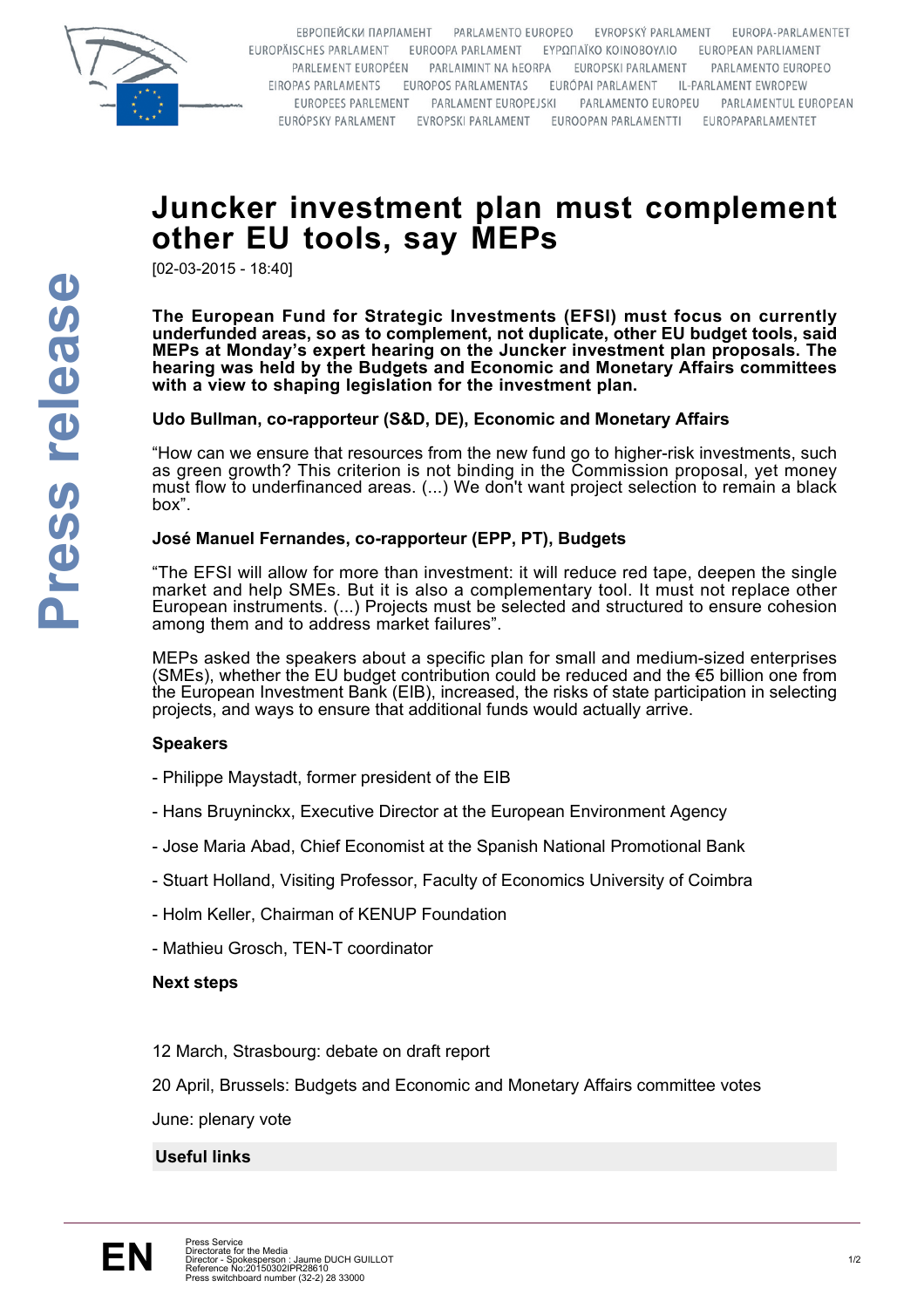# Juncker investment plan must complement other EU tools, say MEPs

[02-03-2015 - 18:40]

**The European Fund for Strategic Investments (EFSI) must focus on currently underfunded areas, so as to complement, not duplicate, other EU budget tools, said MEPs at Monday's expert hearing on the Juncker investment plan proposals. The hearing was held by the Budgets and Economic and Monetary Affairs committees with a view to shaping legislation for the investment plan.**

**Udo Bullman, co-rapporteur (S&D, DE), Economic and Monetary Affairs**

"How can we ensure that resources from the new fund go to higher-risk investments, such as green growth? This criterion is not binding in the Commission proposal, yet money must flow to underfinanced areas. (...) We don't want project selection to remain a black box".

**José Manuel Fernandes, co-rapporteur (EPP, PT), Budgets**

"The EFSI will allow for more than investment: it will reduce red tape, deepen the single market and help SMEs. But it is also a complementary tool. It must not replace other European instruments. (...) Projects must be selected and structured to ensure cohesion among them and to address market failures".

MEPs asked the speakers about a specific plan for small and medium-sized enterprises (SMEs), whether the EU budget contribution could be reduced and the €5 billion one from the European Investment Bank (EIB), increased, the risks of state participation in selecting projects, and ways to ensure that additional funds would actually arrive.

**Speakers**

- Philippe Maystadt, former president of the EIB
- Hans Bruyninckx, Executive Director at the European Environment Agency
- Jose Maria Abad, Chief Economist at the Spanish National Promotional Bank
- Stuart Holland, Visiting Professor, Faculty of Economics University of Coimbra
- Holm Keller, Chairman of KENUP Foundation
- Mathieu Grosch, TEN-T coordinator

**Next steps**

12 March, Strasbourg: debate on draft report

20 April, Brussels: Budgets and Economic and Monetary Affairs committee votes

June: plenary vote

**Useful links**

Press Service
Directorate for the Media
Director - Spokesperson : Jaume DUCH GUILLOT
Reference No:20150302IPR28610
Press switchboard number (32-2) 28 33000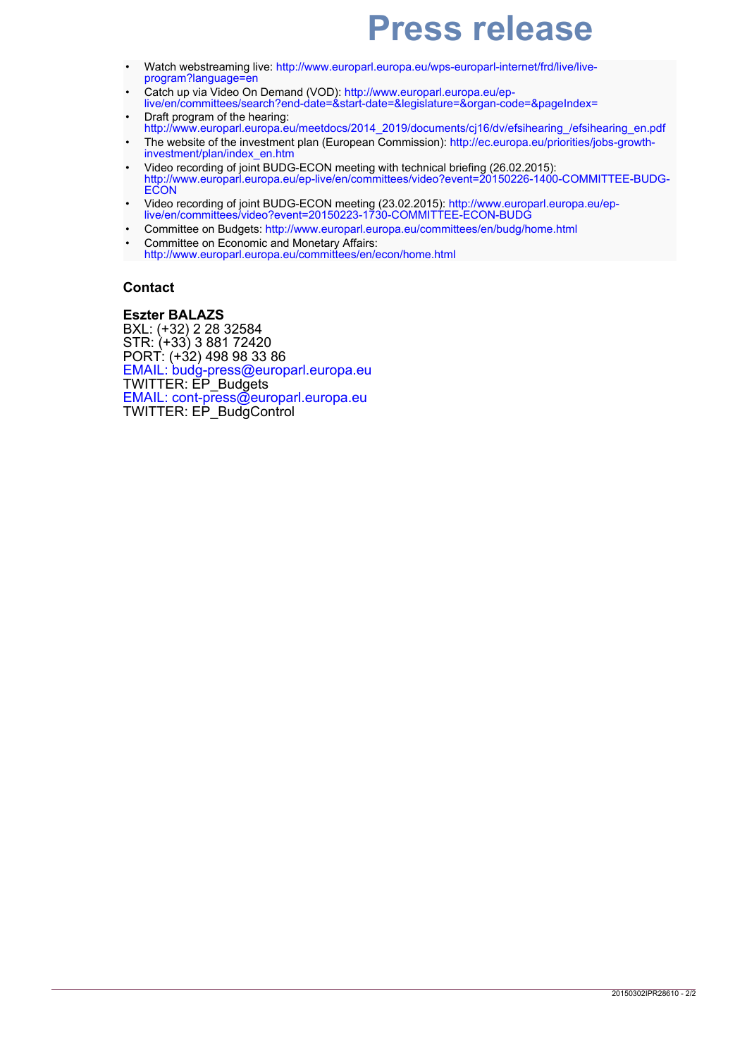- Watch webstreaming live: http://www.europarl.europa.eu/wps-europarl-internet/frd/live/live-program?language=en
- Catch up via Video On Demand (VOD): http://www.europarl.europa.eu/ep-live/en/committees/search?end-date=&start-date=&legislature=&organ-code=&pageIndex=
- Draft program of the hearing: http://www.europarl.europa.eu/meetdocs/2014_2019/documents/cj16/dv/efsihearing_/efsihearing_en.pdf
- The website of the investment plan (European Commission): http://ec.europa.eu/priorities/jobs-growth-investment/plan/index_en.htm
- Video recording of joint BUDG-ECON meeting with technical briefing (26.02.2015): http://www.europarl.europa.eu/ep-live/en/committees/video?event=20150226-1400-COMMITTEE-BUDG-ECON
- Video recording of joint BUDG-ECON meeting (23.02.2015): http://www.europarl.europa.eu/ep-live/en/committees/video?event=20150223-1730-COMMITTEE-ECON-BUDG
- Committee on Budgets: http://www.europarl.europa.eu/committees/en/budg/home.html
- Committee on Economic and Monetary Affairs: http://www.europarl.europa.eu/committees/en/econ/home.html

### Contact

**Eszter BALAZS**
BXL: (+32) 2 28 32584
STR: (+33) 3 881 72420
PORT: (+32) 498 98 33 86
EMAIL: budg-press@europarl.europa.eu
TWITTER: EP_Budgets
EMAIL: cont-press@europarl.europa.eu
TWITTER: EP_BudgControl